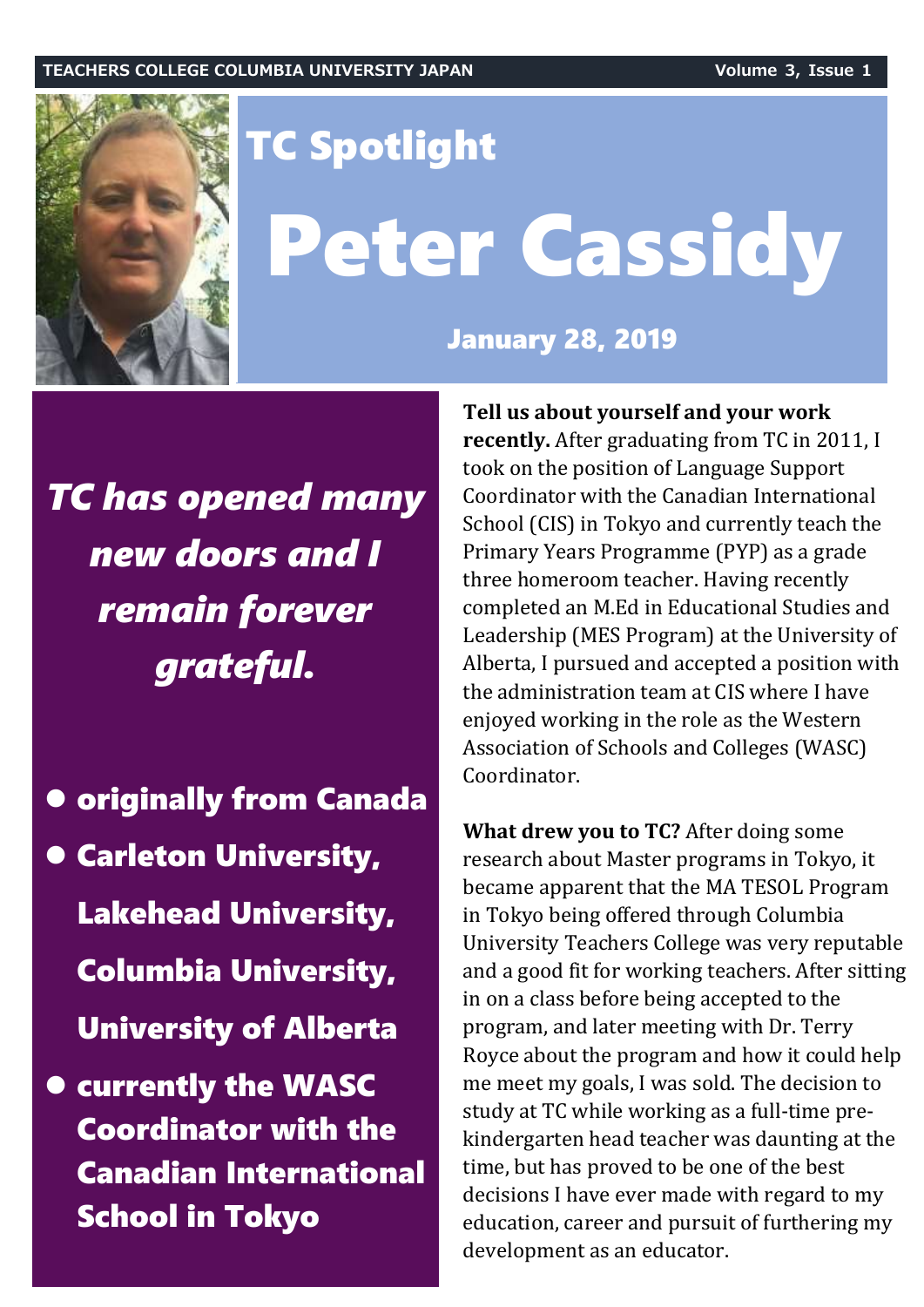# TC Spotlight

# Peter Cassidy

**January 28, 2019**

***TC has opened many new doors and I remain forever grateful.***

- **originally from Canada**
- **Carleton University, Lakehead University, Columbia University, University of Alberta**
- **currently the WASC Coordinator with the Canadian International School in Tokyo**

**Tell us about yourself and your work recently.** After graduating from TC in 2011, I took on the position of Language Support Coordinator with the Canadian International School (CIS) in Tokyo and currently teach the Primary Years Programme (PYP) as a grade three homeroom teacher. Having recently completed an M.Ed in Educational Studies and Leadership (MES Program) at the University of Alberta, I pursued and accepted a position with the administration team at CIS where I have enjoyed working in the role as the Western Association of Schools and Colleges (WASC) Coordinator.

**What drew you to TC?** After doing some research about Master programs in Tokyo, it became apparent that the MA TESOL Program in Tokyo being offered through Columbia University Teachers College was very reputable and a good fit for working teachers. After sitting in on a class before being accepted to the program, and later meeting with Dr. Terry Royce about the program and how it could help me meet my goals, I was sold. The decision to study at TC while working as a full-time pre-kindergarten head teacher was daunting at the time, but has proved to be one of the best decisions I have ever made with regard to my education, career and pursuit of furthering my development as an educator.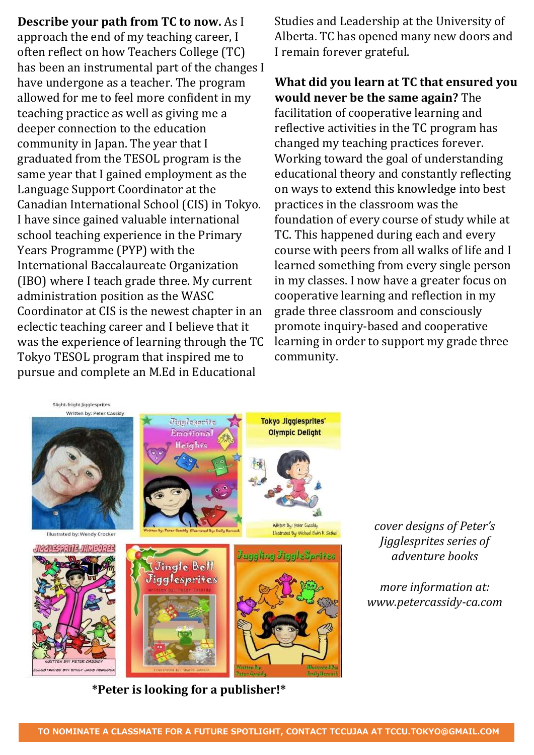**Describe your path from TC to now.** As I approach the end of my teaching career, I often reflect on how Teachers College (TC) has been an instrumental part of the changes I have undergone as a teacher. The program allowed for me to feel more confident in my teaching practice as well as giving me a deeper connection to the education community in Japan. The year that I graduated from the TESOL program is the same year that I gained employment as the Language Support Coordinator at the Canadian International School (CIS) in Tokyo. I have since gained valuable international school teaching experience in the Primary Years Programme (PYP) with the International Baccalaureate Organization (IBO) where I teach grade three. My current administration position as the WASC Coordinator at CIS is the newest chapter in an eclectic teaching career and I believe that it was the experience of learning through the TC Tokyo TESOL program that inspired me to pursue and complete an M.Ed in Educational Studies and Leadership at the University of Alberta. TC has opened many new doors and I remain forever grateful.

**What did you learn at TC that ensured you would never be the same again?** The facilitation of cooperative learning and reflective activities in the TC program has changed my teaching practices forever. Working toward the goal of understanding educational theory and constantly reflecting on ways to extend this knowledge into best practices in the classroom was the foundation of every course of study while at TC. This happened during each and every course with peers from all walks of life and I learned something from every single person in my classes. I now have a greater focus on cooperative learning and reflection in my grade three classroom and consciously promote inquiry-based and cooperative learning in order to support my grade three community.

*cover designs of Peter's Jigglesprites series of adventure books*

*more information at: www.petercassidy-ca.com*

**\*Peter is looking for a publisher!\***

**TO NOMINATE A CLASSMATE FOR A FUTURE SPOTLIGHT, CONTACT TCCUJAA AT TCCU.TOKYO@GMAIL.COM**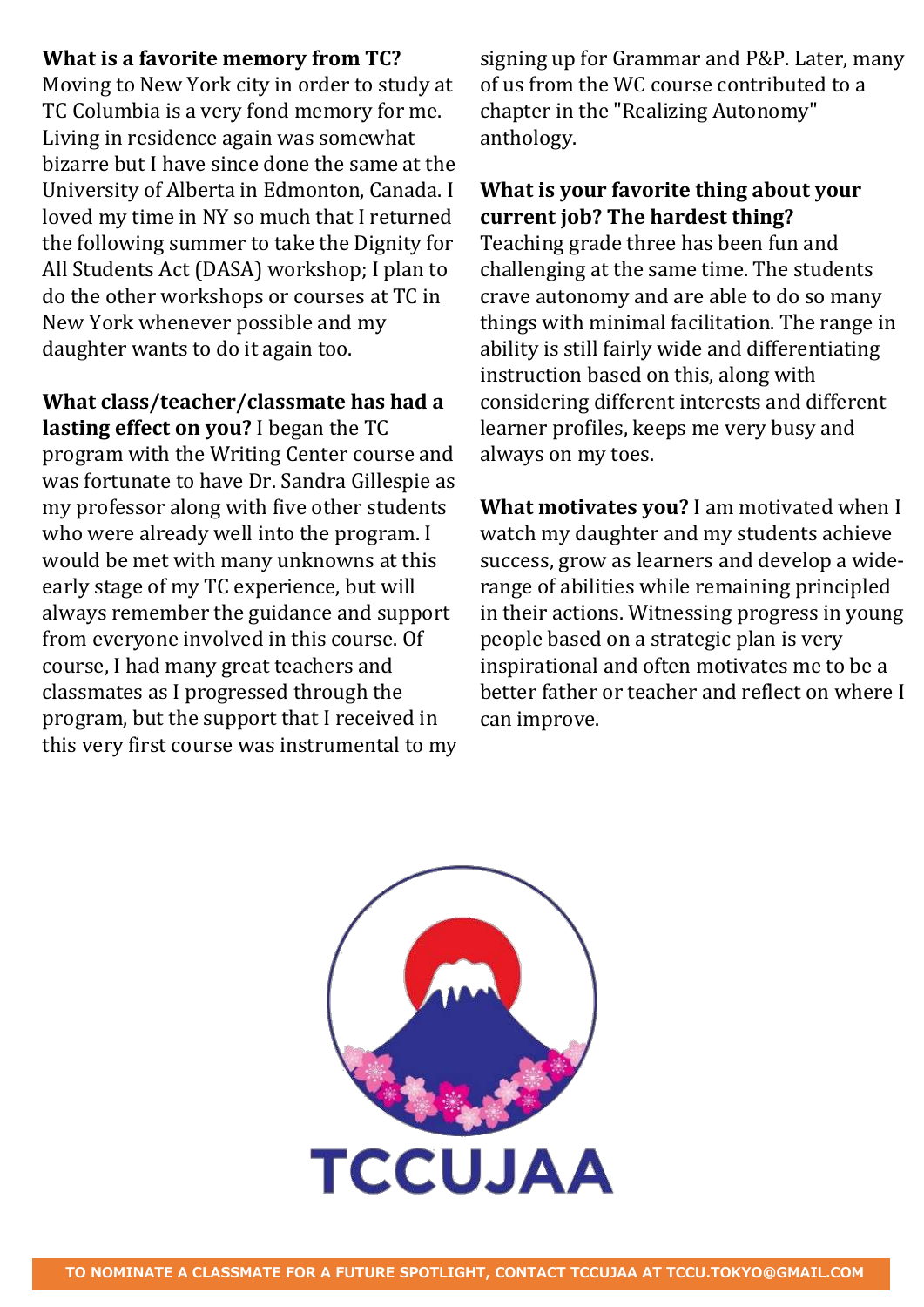**What is a favorite memory from TC?** Moving to New York city in order to study at TC Columbia is a very fond memory for me. Living in residence again was somewhat bizarre but I have since done the same at the University of Alberta in Edmonton, Canada. I loved my time in NY so much that I returned the following summer to take the Dignity for All Students Act (DASA) workshop; I plan to do the other workshops or courses at TC in New York whenever possible and my daughter wants to do it again too.

**What class/teacher/classmate has had a lasting effect on you?** I began the TC program with the Writing Center course and was fortunate to have Dr. Sandra Gillespie as my professor along with five other students who were already well into the program. I would be met with many unknowns at this early stage of my TC experience, but will always remember the guidance and support from everyone involved in this course. Of course, I had many great teachers and classmates as I progressed through the program, but the support that I received in this very first course was instrumental to my signing up for Grammar and P&P. Later, many of us from the WC course contributed to a chapter in the "Realizing Autonomy" anthology.

**What is your favorite thing about your current job? The hardest thing?** Teaching grade three has been fun and challenging at the same time. The students crave autonomy and are able to do so many things with minimal facilitation. The range in ability is still fairly wide and differentiating instruction based on this, along with considering different interests and different learner profiles, keeps me very busy and always on my toes.

**What motivates you?** I am motivated when I watch my daughter and my students achieve success, grow as learners and develop a wide-range of abilities while remaining principled in their actions. Witnessing progress in young people based on a strategic plan is very inspirational and often motivates me to be a better father or teacher and reflect on where I can improve.

TCCUJAA

TO NOMINATE A CLASSMATE FOR A FUTURE SPOTLIGHT, CONTACT TCCUJAA AT TCCU.TOKYO@GMAIL.COM